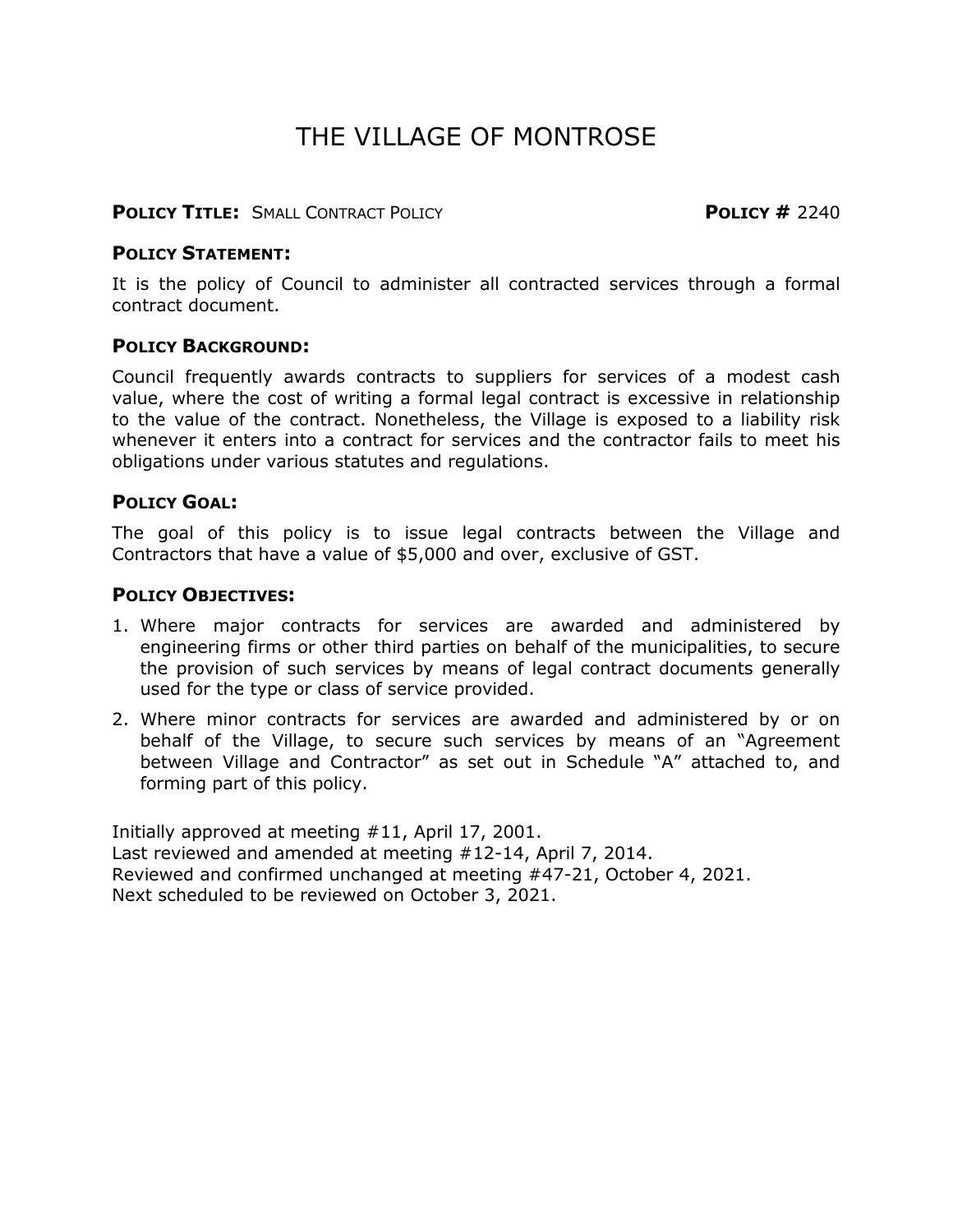# THE VILLAGE OF MONTROSE

**POLICY TITLE:** SMALL CONTRACT POLICY **POLICY #** 2240

**POLICY STATEMENT:**

It is the policy of Council to administer all contracted services through a formal contract document.

**POLICY BACKGROUND:**

Council frequently awards contracts to suppliers for services of a modest cash value, where the cost of writing a formal legal contract is excessive in relationship to the value of the contract. Nonetheless, the Village is exposed to a liability risk whenever it enters into a contract for services and the contractor fails to meet his obligations under various statutes and regulations.

**POLICY GOAL:**

The goal of this policy is to issue legal contracts between the Village and Contractors that have a value of $5,000 and over, exclusive of GST.

**POLICY OBJECTIVES:**

1. Where major contracts for services are awarded and administered by engineering firms or other third parties on behalf of the municipalities, to secure the provision of such services by means of legal contract documents generally used for the type or class of service provided.
2. Where minor contracts for services are awarded and administered by or on behalf of the Village, to secure such services by means of an "Agreement between Village and Contractor" as set out in Schedule "A" attached to, and forming part of this policy.

Initially approved at meeting #11, April 17, 2001.
Last reviewed and amended at meeting #12-14, April 7, 2014.
Reviewed and confirmed unchanged at meeting #47-21, October 4, 2021.
Next scheduled to be reviewed on October 3, 2021.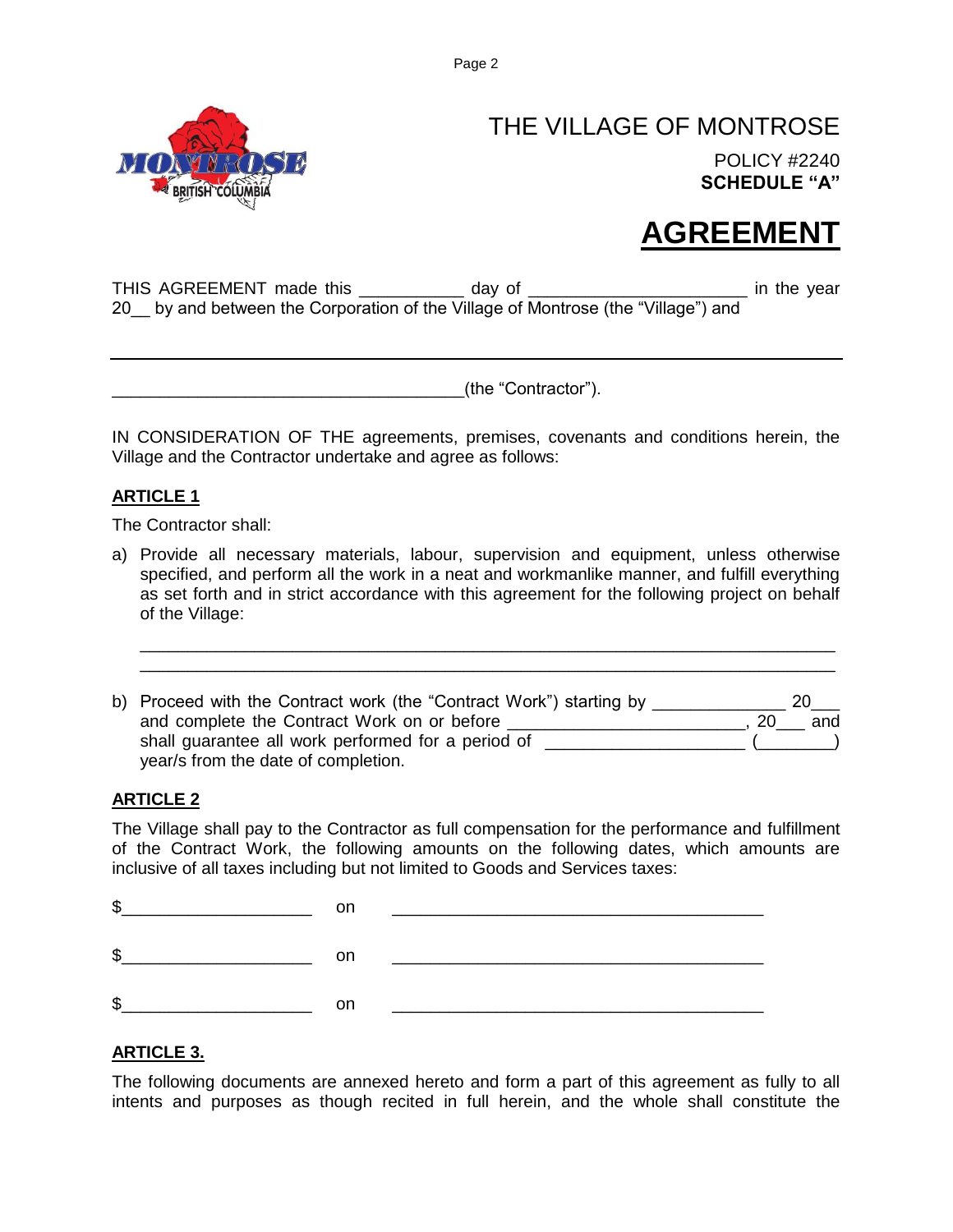THE VILLAGE OF MONTROSE

POLICY #2240
**SCHEDULE "A"**

# AGREEMENT

THIS AGREEMENT made this ___________ day of ______________________ in the year 20__ by and between the Corporation of the Village of Montrose (the "Village") and

_____________________________________________________________________________

____________________________________(the "Contractor").

IN CONSIDERATION OF THE agreements, premises, covenants and conditions herein, the Village and the Contractor undertake and agree as follows:

## ARTICLE 1

The Contractor shall:

a) Provide all necessary materials, labour, supervision and equipment, unless otherwise specified, and perform all the work in a neat and workmanlike manner, and fulfill everything as set forth and in strict accordance with this agreement for the following project on behalf of the Village:

   _________________________________________________________________________
   _________________________________________________________________________

b) Proceed with the Contract work (the "Contract Work") starting by ______________ 20___ and complete the Contract Work on or before _________________________, 20___ and shall guarantee all work performed for a period of _____________________ (________) year/s from the date of completion.

## ARTICLE 2

The Village shall pay to the Contractor as full compensation for the performance and fulfillment of the Contract Work, the following amounts on the following dates, which amounts are inclusive of all taxes including but not limited to Goods and Services taxes:

$____________________ on ________________________________________

$____________________ on ________________________________________

$____________________ on ________________________________________

## ARTICLE 3.

The following documents are annexed hereto and form a part of this agreement as fully to all intents and purposes as though recited in full herein, and the whole shall constitute the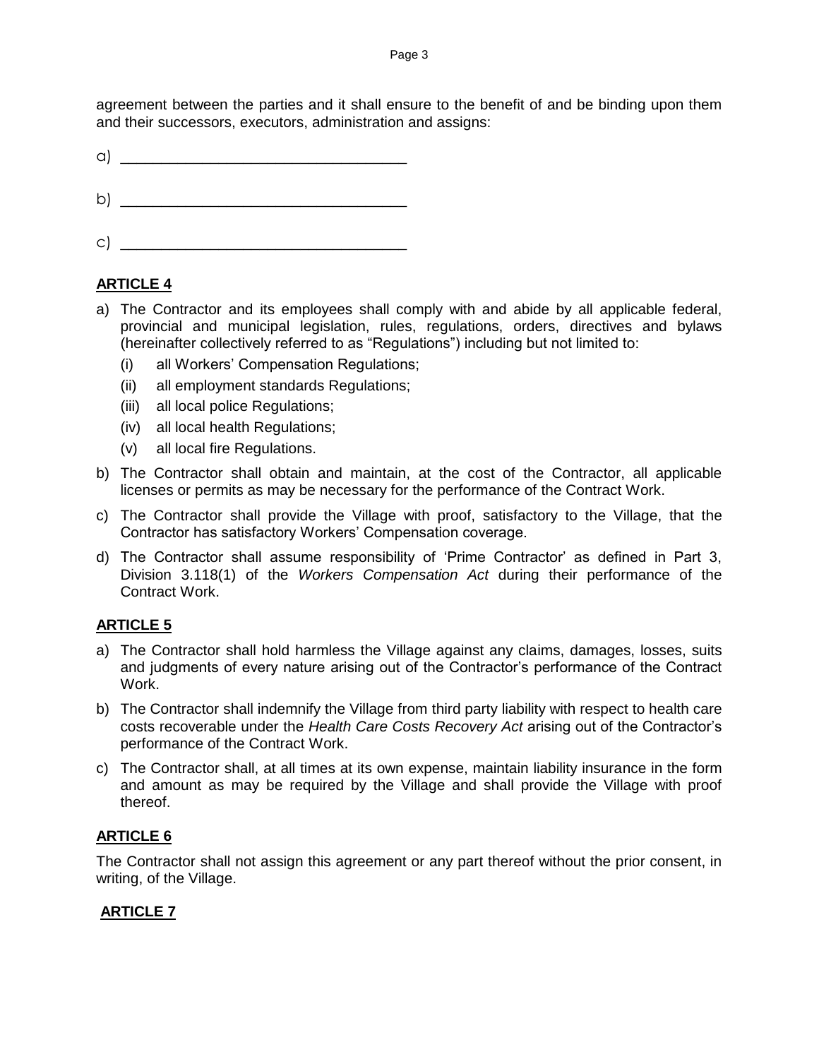agreement between the parties and it shall ensure to the benefit of and be binding upon them and their successors, executors, administration and assigns:

a) ___________________________________

b) ___________________________________

c) ___________________________________

## ARTICLE 4

a) The Contractor and its employees shall comply with and abide by all applicable federal, provincial and municipal legislation, rules, regulations, orders, directives and bylaws (hereinafter collectively referred to as "Regulations") including but not limited to:
   - (i) all Workers' Compensation Regulations;
   - (ii) all employment standards Regulations;
   - (iii) all local police Regulations;
   - (iv) all local health Regulations;
   - (v) all local fire Regulations.

b) The Contractor shall obtain and maintain, at the cost of the Contractor, all applicable licenses or permits as may be necessary for the performance of the Contract Work.

c) The Contractor shall provide the Village with proof, satisfactory to the Village, that the Contractor has satisfactory Workers' Compensation coverage.

d) The Contractor shall assume responsibility of 'Prime Contractor' as defined in Part 3, Division 3.118(1) of the *Workers Compensation Act* during their performance of the Contract Work.

## ARTICLE 5

a) The Contractor shall hold harmless the Village against any claims, damages, losses, suits and judgments of every nature arising out of the Contractor's performance of the Contract Work.

b) The Contractor shall indemnify the Village from third party liability with respect to health care costs recoverable under the *Health Care Costs Recovery Act* arising out of the Contractor's performance of the Contract Work.

c) The Contractor shall, at all times at its own expense, maintain liability insurance in the form and amount as may be required by the Village and shall provide the Village with proof thereof.

## ARTICLE 6

The Contractor shall not assign this agreement or any part thereof without the prior consent, in writing, of the Village.

## ARTICLE 7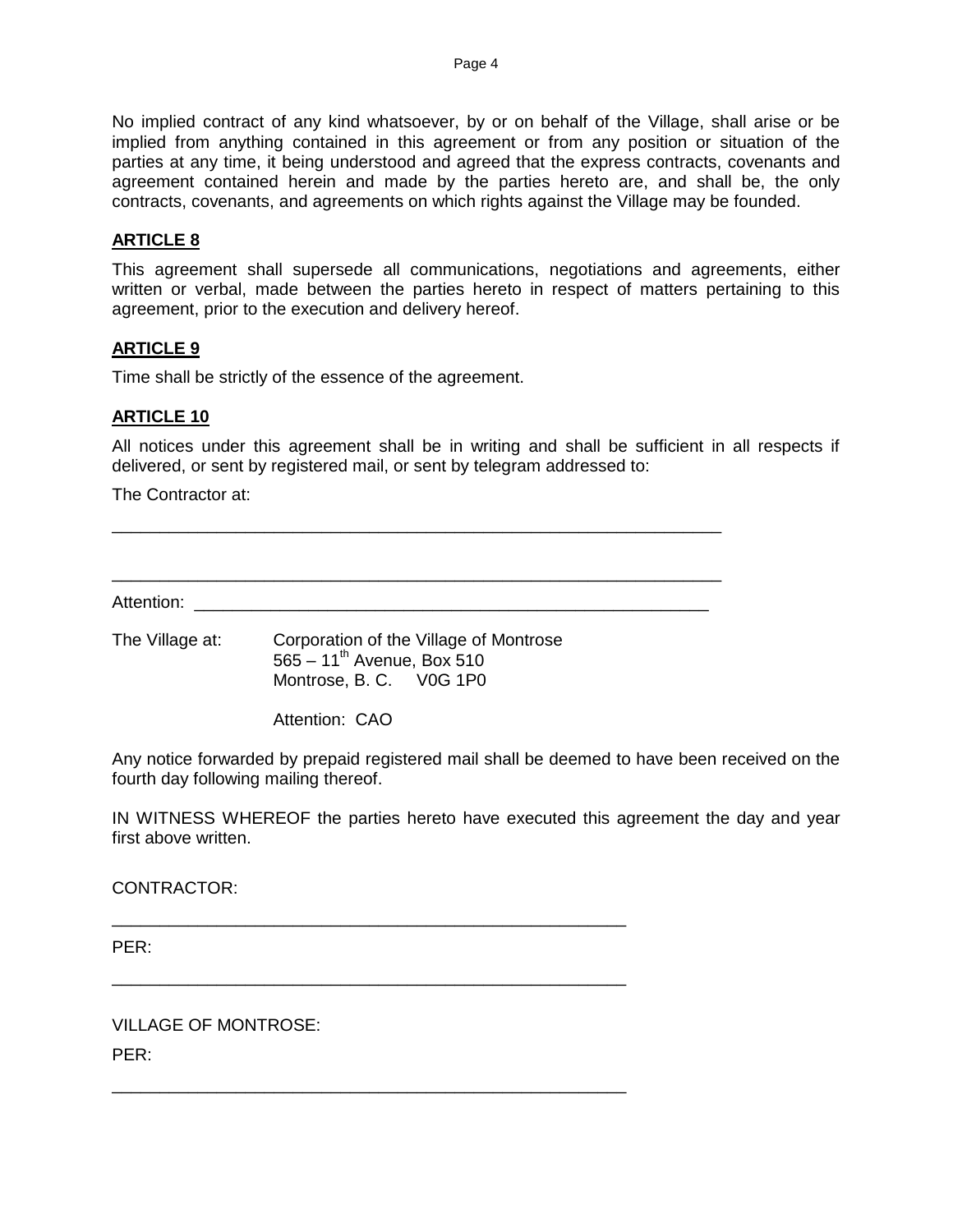No implied contract of any kind whatsoever, by or on behalf of the Village, shall arise or be implied from anything contained in this agreement or from any position or situation of the parties at any time, it being understood and agreed that the express contracts, covenants and agreement contained herein and made by the parties hereto are, and shall be, the only contracts, covenants, and agreements on which rights against the Village may be founded.

## ARTICLE 8

This agreement shall supersede all communications, negotiations and agreements, either written or verbal, made between the parties hereto in respect of matters pertaining to this agreement, prior to the execution and delivery hereof.

## ARTICLE 9

Time shall be strictly of the essence of the agreement.

## ARTICLE 10

All notices under this agreement shall be in writing and shall be sufficient in all respects if delivered, or sent by registered mail, or sent by telegram addressed to:

The Contractor at:

_________________________________________________________________

_________________________________________________________________

Attention: _______________________________________________________

The Village at: Corporation of the Village of Montrose
565 – 11th Avenue, Box 510
Montrose, B. C. V0G 1P0

Attention: CAO

Any notice forwarded by prepaid registered mail shall be deemed to have been received on the fourth day following mailing thereof.

IN WITNESS WHEREOF the parties hereto have executed this agreement the day and year first above written.

CONTRACTOR:

_______________________________________________________

PER:

_______________________________________________________

VILLAGE OF MONTROSE:

PER:

_______________________________________________________